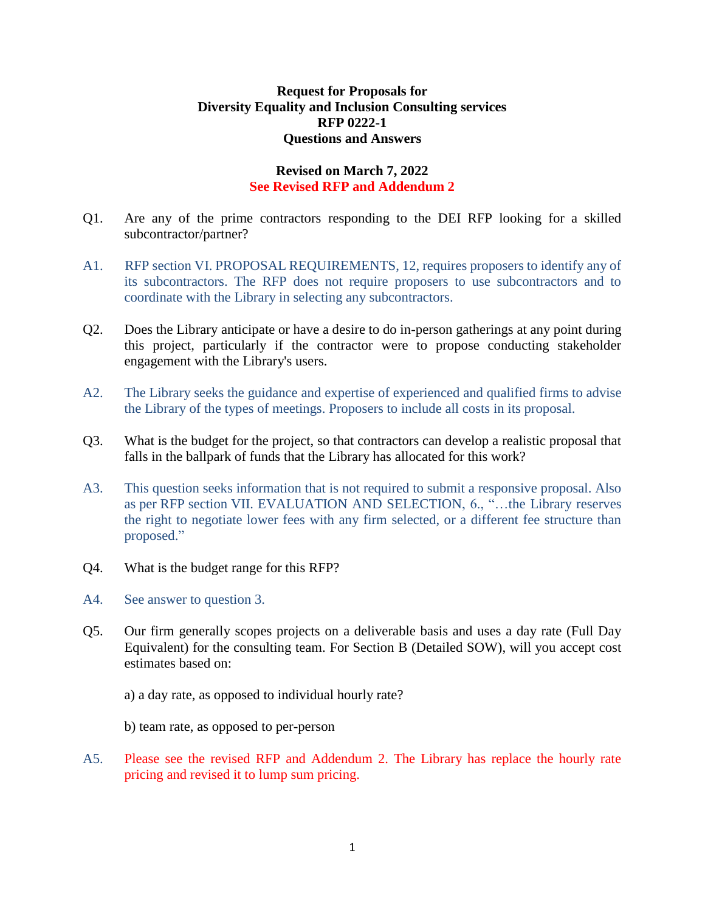**Request for Proposals for**
**Diversity Equality and Inclusion Consulting services**
**RFP 0222-1**
**Questions and Answers**

**Revised on March 7, 2022**
**See Revised RFP and Addendum 2**

Q1. Are any of the prime contractors responding to the DEI RFP looking for a skilled subcontractor/partner?

A1. RFP section VI. PROPOSAL REQUIREMENTS, 12, requires proposers to identify any of its subcontractors. The RFP does not require proposers to use subcontractors and to coordinate with the Library in selecting any subcontractors.

Q2. Does the Library anticipate or have a desire to do in-person gatherings at any point during this project, particularly if the contractor were to propose conducting stakeholder engagement with the Library's users.

A2. The Library seeks the guidance and expertise of experienced and qualified firms to advise the Library of the types of meetings. Proposers to include all costs in its proposal.

Q3. What is the budget for the project, so that contractors can develop a realistic proposal that falls in the ballpark of funds that the Library has allocated for this work?

A3. This question seeks information that is not required to submit a responsive proposal. Also as per RFP section VII. EVALUATION AND SELECTION, 6., "…the Library reserves the right to negotiate lower fees with any firm selected, or a different fee structure than proposed."

Q4. What is the budget range for this RFP?

A4. See answer to question 3.

Q5. Our firm generally scopes projects on a deliverable basis and uses a day rate (Full Day Equivalent) for the consulting team. For Section B (Detailed SOW), will you accept cost estimates based on:

a) a day rate, as opposed to individual hourly rate?

b) team rate, as opposed to per-person

A5. Please see the revised RFP and Addendum 2. The Library has replace the hourly rate pricing and revised it to lump sum pricing.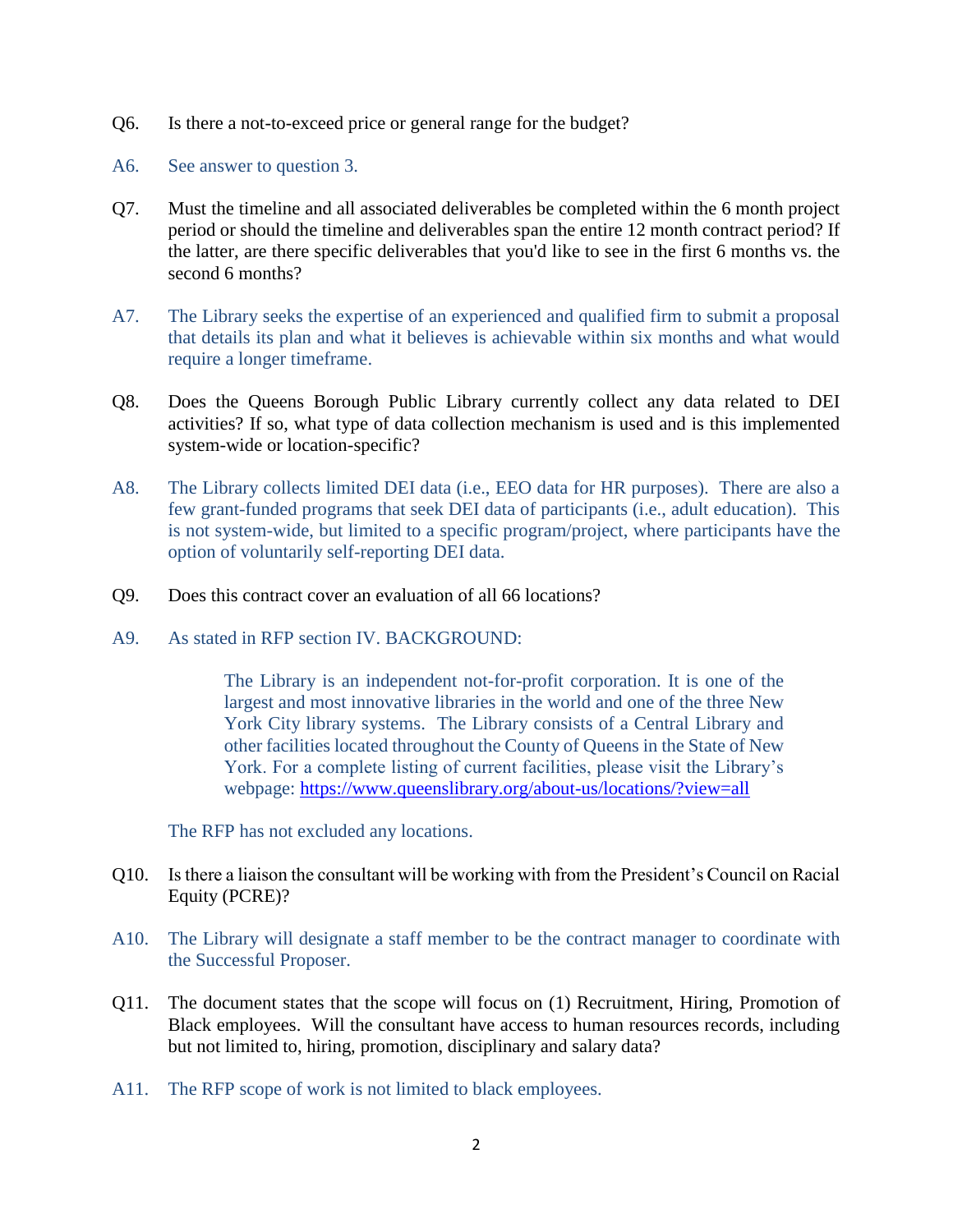Q6. Is there a not-to-exceed price or general range for the budget?

A6. See answer to question 3.

Q7. Must the timeline and all associated deliverables be completed within the 6 month project period or should the timeline and deliverables span the entire 12 month contract period? If the latter, are there specific deliverables that you'd like to see in the first 6 months vs. the second 6 months?

A7. The Library seeks the expertise of an experienced and qualified firm to submit a proposal that details its plan and what it believes is achievable within six months and what would require a longer timeframe.

Q8. Does the Queens Borough Public Library currently collect any data related to DEI activities? If so, what type of data collection mechanism is used and is this implemented system-wide or location-specific?

A8. The Library collects limited DEI data (i.e., EEO data for HR purposes). There are also a few grant-funded programs that seek DEI data of participants (i.e., adult education). This is not system-wide, but limited to a specific program/project, where participants have the option of voluntarily self-reporting DEI data.

Q9. Does this contract cover an evaluation of all 66 locations?

A9. As stated in RFP section IV. BACKGROUND:

> The Library is an independent not-for-profit corporation. It is one of the largest and most innovative libraries in the world and one of the three New York City library systems. The Library consists of a Central Library and other facilities located throughout the County of Queens in the State of New York. For a complete listing of current facilities, please visit the Library's webpage: https://www.queenslibrary.org/about-us/locations/?view=all

The RFP has not excluded any locations.

Q10. Is there a liaison the consultant will be working with from the President's Council on Racial Equity (PCRE)?

A10. The Library will designate a staff member to be the contract manager to coordinate with the Successful Proposer.

Q11. The document states that the scope will focus on (1) Recruitment, Hiring, Promotion of Black employees. Will the consultant have access to human resources records, including but not limited to, hiring, promotion, disciplinary and salary data?

A11. The RFP scope of work is not limited to black employees.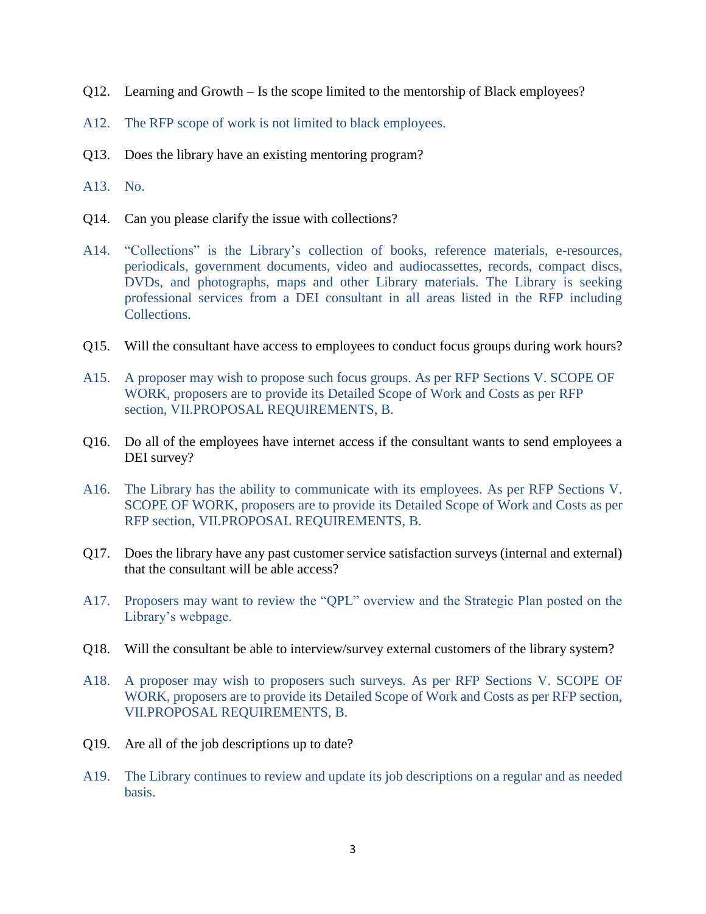Q12. Learning and Growth – Is the scope limited to the mentorship of Black employees?

A12. The RFP scope of work is not limited to black employees.

Q13. Does the library have an existing mentoring program?

A13. No.

Q14. Can you please clarify the issue with collections?

A14. "Collections" is the Library's collection of books, reference materials, e-resources, periodicals, government documents, video and audiocassettes, records, compact discs, DVDs, and photographs, maps and other Library materials. The Library is seeking professional services from a DEI consultant in all areas listed in the RFP including Collections.

Q15. Will the consultant have access to employees to conduct focus groups during work hours?

A15. A proposer may wish to propose such focus groups. As per RFP Sections V. SCOPE OF WORK, proposers are to provide its Detailed Scope of Work and Costs as per RFP section, VII.PROPOSAL REQUIREMENTS, B.

Q16. Do all of the employees have internet access if the consultant wants to send employees a DEI survey?

A16. The Library has the ability to communicate with its employees. As per RFP Sections V. SCOPE OF WORK, proposers are to provide its Detailed Scope of Work and Costs as per RFP section, VII.PROPOSAL REQUIREMENTS, B.

Q17. Does the library have any past customer service satisfaction surveys (internal and external) that the consultant will be able access?

A17. Proposers may want to review the "QPL" overview and the Strategic Plan posted on the Library's webpage.

Q18. Will the consultant be able to interview/survey external customers of the library system?

A18. A proposer may wish to proposers such surveys. As per RFP Sections V. SCOPE OF WORK, proposers are to provide its Detailed Scope of Work and Costs as per RFP section, VII.PROPOSAL REQUIREMENTS, B.

Q19. Are all of the job descriptions up to date?

A19. The Library continues to review and update its job descriptions on a regular and as needed basis.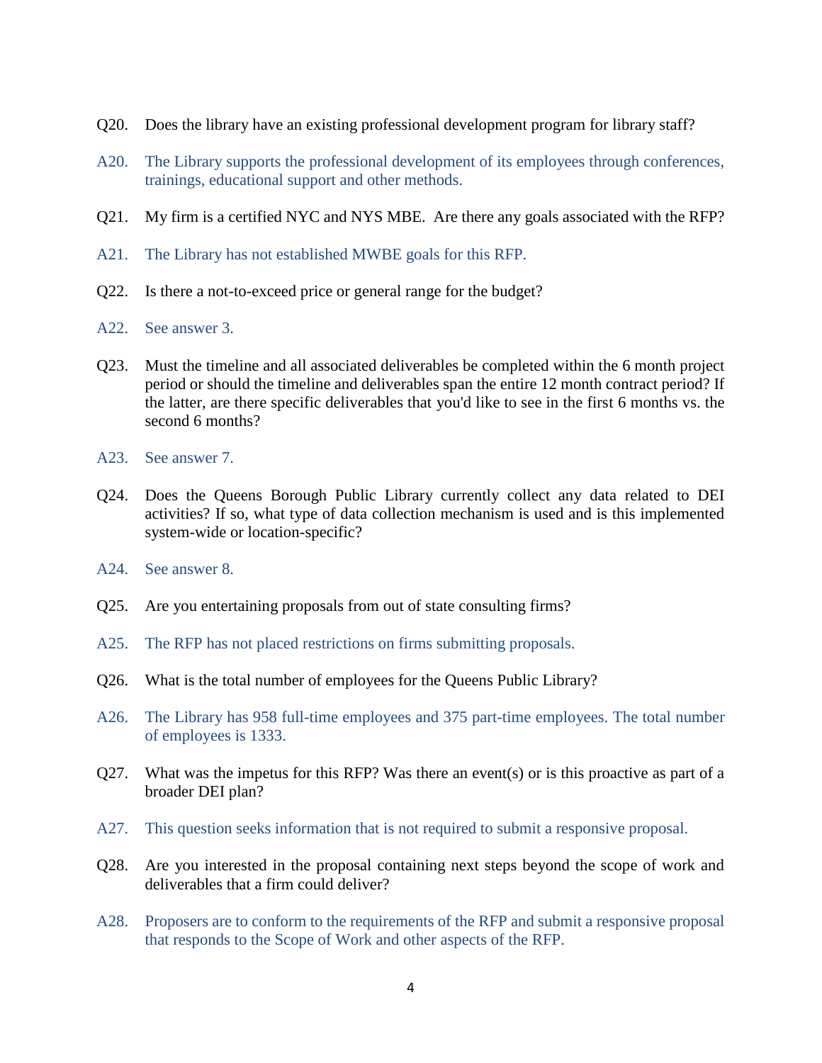Q20. Does the library have an existing professional development program for library staff?

A20. The Library supports the professional development of its employees through conferences, trainings, educational support and other methods.

Q21. My firm is a certified NYC and NYS MBE. Are there any goals associated with the RFP?

A21. The Library has not established MWBE goals for this RFP.

Q22. Is there a not-to-exceed price or general range for the budget?

A22. See answer 3.

Q23. Must the timeline and all associated deliverables be completed within the 6 month project period or should the timeline and deliverables span the entire 12 month contract period? If the latter, are there specific deliverables that you'd like to see in the first 6 months vs. the second 6 months?

A23. See answer 7.

Q24. Does the Queens Borough Public Library currently collect any data related to DEI activities? If so, what type of data collection mechanism is used and is this implemented system-wide or location-specific?

A24. See answer 8.

Q25. Are you entertaining proposals from out of state consulting firms?

A25. The RFP has not placed restrictions on firms submitting proposals.

Q26. What is the total number of employees for the Queens Public Library?

A26. The Library has 958 full-time employees and 375 part-time employees. The total number of employees is 1333.

Q27. What was the impetus for this RFP? Was there an event(s) or is this proactive as part of a broader DEI plan?

A27. This question seeks information that is not required to submit a responsive proposal.

Q28. Are you interested in the proposal containing next steps beyond the scope of work and deliverables that a firm could deliver?

A28. Proposers are to conform to the requirements of the RFP and submit a responsive proposal that responds to the Scope of Work and other aspects of the RFP.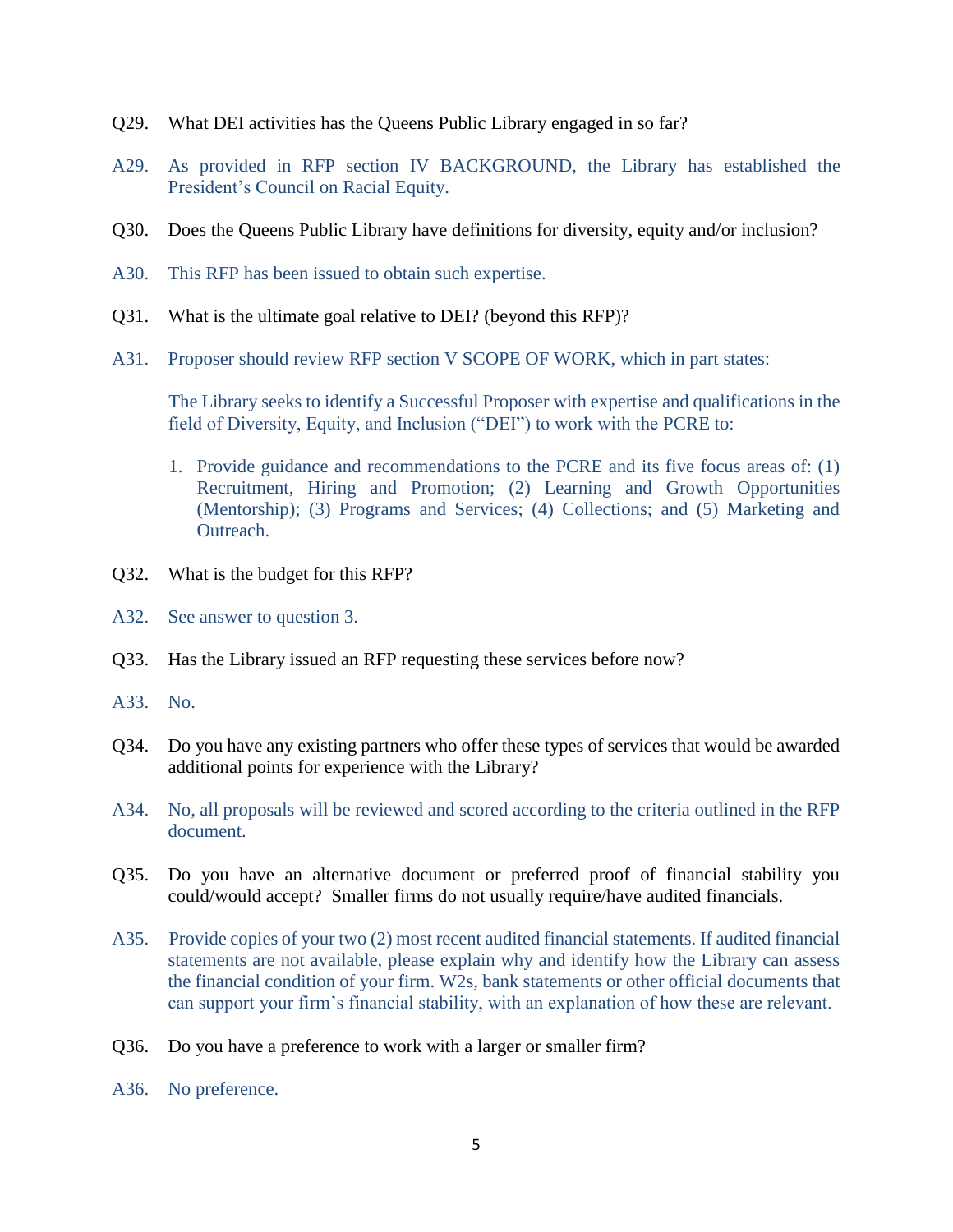Q29. What DEI activities has the Queens Public Library engaged in so far?

A29. As provided in RFP section IV BACKGROUND, the Library has established the President's Council on Racial Equity.

Q30. Does the Queens Public Library have definitions for diversity, equity and/or inclusion?

A30. This RFP has been issued to obtain such expertise.

Q31. What is the ultimate goal relative to DEI? (beyond this RFP)?

A31. Proposer should review RFP section V SCOPE OF WORK, which in part states:

The Library seeks to identify a Successful Proposer with expertise and qualifications in the field of Diversity, Equity, and Inclusion ("DEI") to work with the PCRE to:

1. Provide guidance and recommendations to the PCRE and its five focus areas of: (1) Recruitment, Hiring and Promotion; (2) Learning and Growth Opportunities (Mentorship); (3) Programs and Services; (4) Collections; and (5) Marketing and Outreach.

Q32. What is the budget for this RFP?

A32. See answer to question 3.

Q33. Has the Library issued an RFP requesting these services before now?

A33. No.

Q34. Do you have any existing partners who offer these types of services that would be awarded additional points for experience with the Library?

A34. No, all proposals will be reviewed and scored according to the criteria outlined in the RFP document.

Q35. Do you have an alternative document or preferred proof of financial stability you could/would accept? Smaller firms do not usually require/have audited financials.

A35. Provide copies of your two (2) most recent audited financial statements. If audited financial statements are not available, please explain why and identify how the Library can assess the financial condition of your firm. W2s, bank statements or other official documents that can support your firm's financial stability, with an explanation of how these are relevant.

Q36. Do you have a preference to work with a larger or smaller firm?

A36. No preference.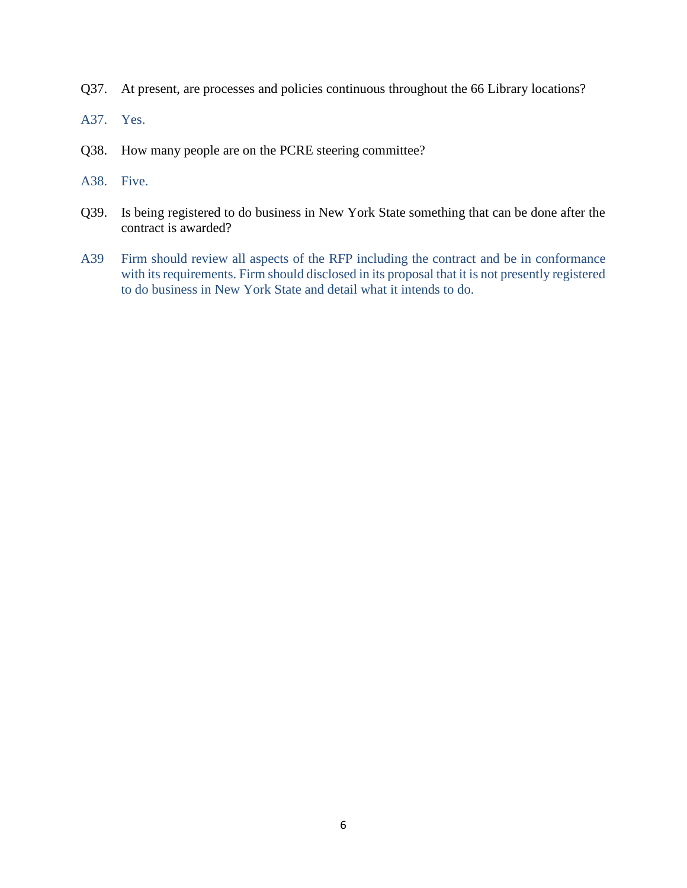Q37. At present, are processes and policies continuous throughout the 66 Library locations?

A37. Yes.

Q38. How many people are on the PCRE steering committee?

A38. Five.

Q39. Is being registered to do business in New York State something that can be done after the contract is awarded?

A39 Firm should review all aspects of the RFP including the contract and be in conformance with its requirements. Firm should disclosed in its proposal that it is not presently registered to do business in New York State and detail what it intends to do.